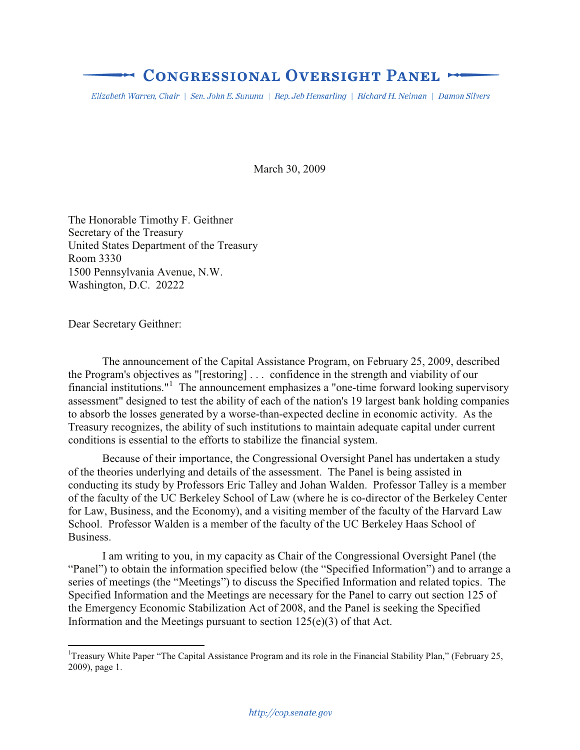# CONGRESSIONAL OVERSIGHT PANEL

*Elizabeth Warren, Chair | Sen. John E. Sununu | Rep. Jeb Hensarling | Richard H. Neiman | Damon Silvers*

March 30, 2009

The Honorable Timothy F. Geithner
Secretary of the Treasury
United States Department of the Treasury
Room 3330
1500 Pennsylvania Avenue, N.W.
Washington, D.C. 20222

Dear Secretary Geithner:

The announcement of the Capital Assistance Program, on February 25, 2009, described the Program's objectives as "[restoring] . . . confidence in the strength and viability of our financial institutions."[1] The announcement emphasizes a "one-time forward looking supervisory assessment" designed to test the ability of each of the nation's 19 largest bank holding companies to absorb the losses generated by a worse-than-expected decline in economic activity. As the Treasury recognizes, the ability of such institutions to maintain adequate capital under current conditions is essential to the efforts to stabilize the financial system.

Because of their importance, the Congressional Oversight Panel has undertaken a study of the theories underlying and details of the assessment. The Panel is being assisted in conducting its study by Professors Eric Talley and Johan Walden. Professor Talley is a member of the faculty of the UC Berkeley School of Law (where he is co-director of the Berkeley Center for Law, Business, and the Economy), and a visiting member of the faculty of the Harvard Law School. Professor Walden is a member of the faculty of the UC Berkeley Haas School of Business.

I am writing to you, in my capacity as Chair of the Congressional Oversight Panel (the "Panel") to obtain the information specified below (the "Specified Information") and to arrange a series of meetings (the "Meetings") to discuss the Specified Information and related topics. The Specified Information and the Meetings are necessary for the Panel to carry out section 125 of the Emergency Economic Stabilization Act of 2008, and the Panel is seeking the Specified Information and the Meetings pursuant to section 125(e)(3) of that Act.

[1] Treasury White Paper "The Capital Assistance Program and its role in the Financial Stability Plan," (February 25, 2009), page 1.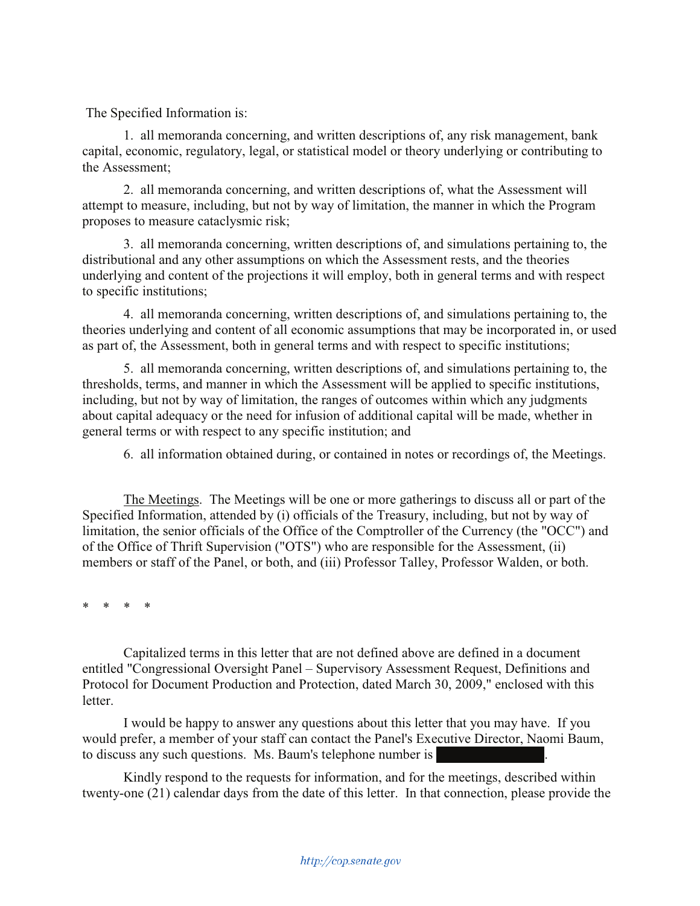The Specified Information is:

1. all memoranda concerning, and written descriptions of, any risk management, bank capital, economic, regulatory, legal, or statistical model or theory underlying or contributing to the Assessment;

2. all memoranda concerning, and written descriptions of, what the Assessment will attempt to measure, including, but not by way of limitation, the manner in which the Program proposes to measure cataclysmic risk;

3. all memoranda concerning, written descriptions of, and simulations pertaining to, the distributional and any other assumptions on which the Assessment rests, and the theories underlying and content of the projections it will employ, both in general terms and with respect to specific institutions;

4. all memoranda concerning, written descriptions of, and simulations pertaining to, the theories underlying and content of all economic assumptions that may be incorporated in, or used as part of, the Assessment, both in general terms and with respect to specific institutions;

5. all memoranda concerning, written descriptions of, and simulations pertaining to, the thresholds, terms, and manner in which the Assessment will be applied to specific institutions, including, but not by way of limitation, the ranges of outcomes within which any judgments about capital adequacy or the need for infusion of additional capital will be made, whether in general terms or with respect to any specific institution; and

6. all information obtained during, or contained in notes or recordings of, the Meetings.

<u>The Meetings</u>. The Meetings will be one or more gatherings to discuss all or part of the Specified Information, attended by (i) officials of the Treasury, including, but not by way of limitation, the senior officials of the Office of the Comptroller of the Currency (the "OCC") and of the Office of Thrift Supervision ("OTS") who are responsible for the Assessment, (ii) members or staff of the Panel, or both, and (iii) Professor Talley, Professor Walden, or both.

\* \* \* \*

Capitalized terms in this letter that are not defined above are defined in a document entitled "Congressional Oversight Panel – Supervisory Assessment Request, Definitions and Protocol for Document Production and Protection, dated March 30, 2009," enclosed with this letter.

I would be happy to answer any questions about this letter that you may have. If you would prefer, a member of your staff can contact the Panel's Executive Director, Naomi Baum, to discuss any such questions. Ms. Baum's telephone number is [REDACTED].

Kindly respond to the requests for information, and for the meetings, described within twenty-one (21) calendar days from the date of this letter. In that connection, please provide the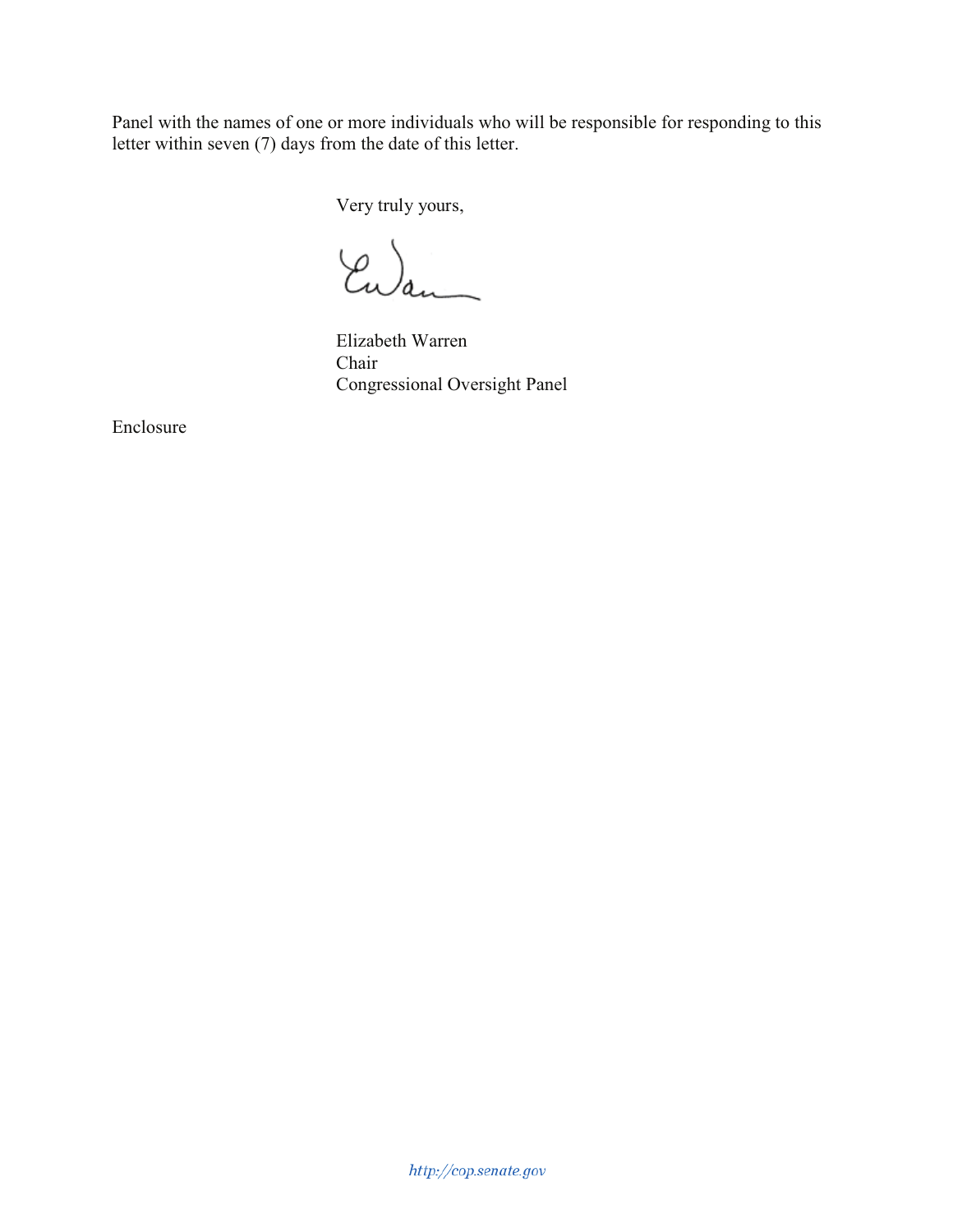Panel with the names of one or more individuals who will be responsible for responding to this letter within seven (7) days from the date of this letter.

Very truly yours,

Elizabeth Warren
Chair
Congressional Oversight Panel

Enclosure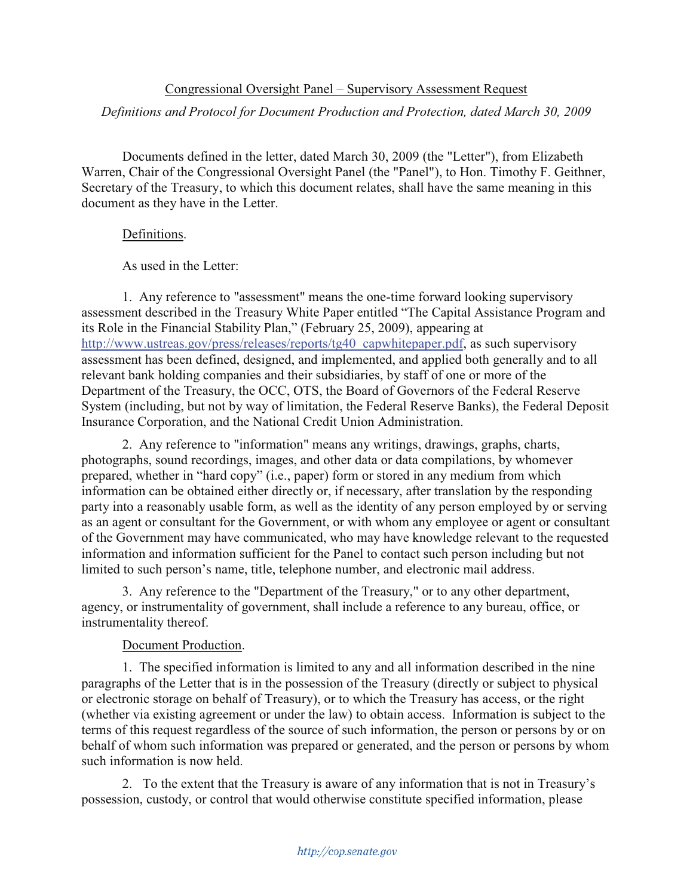Congressional Oversight Panel – Supervisory Assessment Request

*Definitions and Protocol for Document Production and Protection, dated March 30, 2009*

Documents defined in the letter, dated March 30, 2009 (the "Letter"), from Elizabeth Warren, Chair of the Congressional Oversight Panel (the "Panel"), to Hon. Timothy F. Geithner, Secretary of the Treasury, to which this document relates, shall have the same meaning in this document as they have in the Letter.

Definitions.

As used in the Letter:

1. Any reference to "assessment" means the one-time forward looking supervisory assessment described in the Treasury White Paper entitled "The Capital Assistance Program and its Role in the Financial Stability Plan," (February 25, 2009), appearing at http://www.ustreas.gov/press/releases/reports/tg40_capwhitepaper.pdf, as such supervisory assessment has been defined, designed, and implemented, and applied both generally and to all relevant bank holding companies and their subsidiaries, by staff of one or more of the Department of the Treasury, the OCC, OTS, the Board of Governors of the Federal Reserve System (including, but not by way of limitation, the Federal Reserve Banks), the Federal Deposit Insurance Corporation, and the National Credit Union Administration.

2. Any reference to "information" means any writings, drawings, graphs, charts, photographs, sound recordings, images, and other data or data compilations, by whomever prepared, whether in "hard copy" (i.e., paper) form or stored in any medium from which information can be obtained either directly or, if necessary, after translation by the responding party into a reasonably usable form, as well as the identity of any person employed by or serving as an agent or consultant for the Government, or with whom any employee or agent or consultant of the Government may have communicated, who may have knowledge relevant to the requested information and information sufficient for the Panel to contact such person including but not limited to such person's name, title, telephone number, and electronic mail address.

3. Any reference to the "Department of the Treasury," or to any other department, agency, or instrumentality of government, shall include a reference to any bureau, office, or instrumentality thereof.

Document Production.

1. The specified information is limited to any and all information described in the nine paragraphs of the Letter that is in the possession of the Treasury (directly or subject to physical or electronic storage on behalf of Treasury), or to which the Treasury has access, or the right (whether via existing agreement or under the law) to obtain access. Information is subject to the terms of this request regardless of the source of such information, the person or persons by or on behalf of whom such information was prepared or generated, and the person or persons by whom such information is now held.

2. To the extent that the Treasury is aware of any information that is not in Treasury's possession, custody, or control that would otherwise constitute specified information, please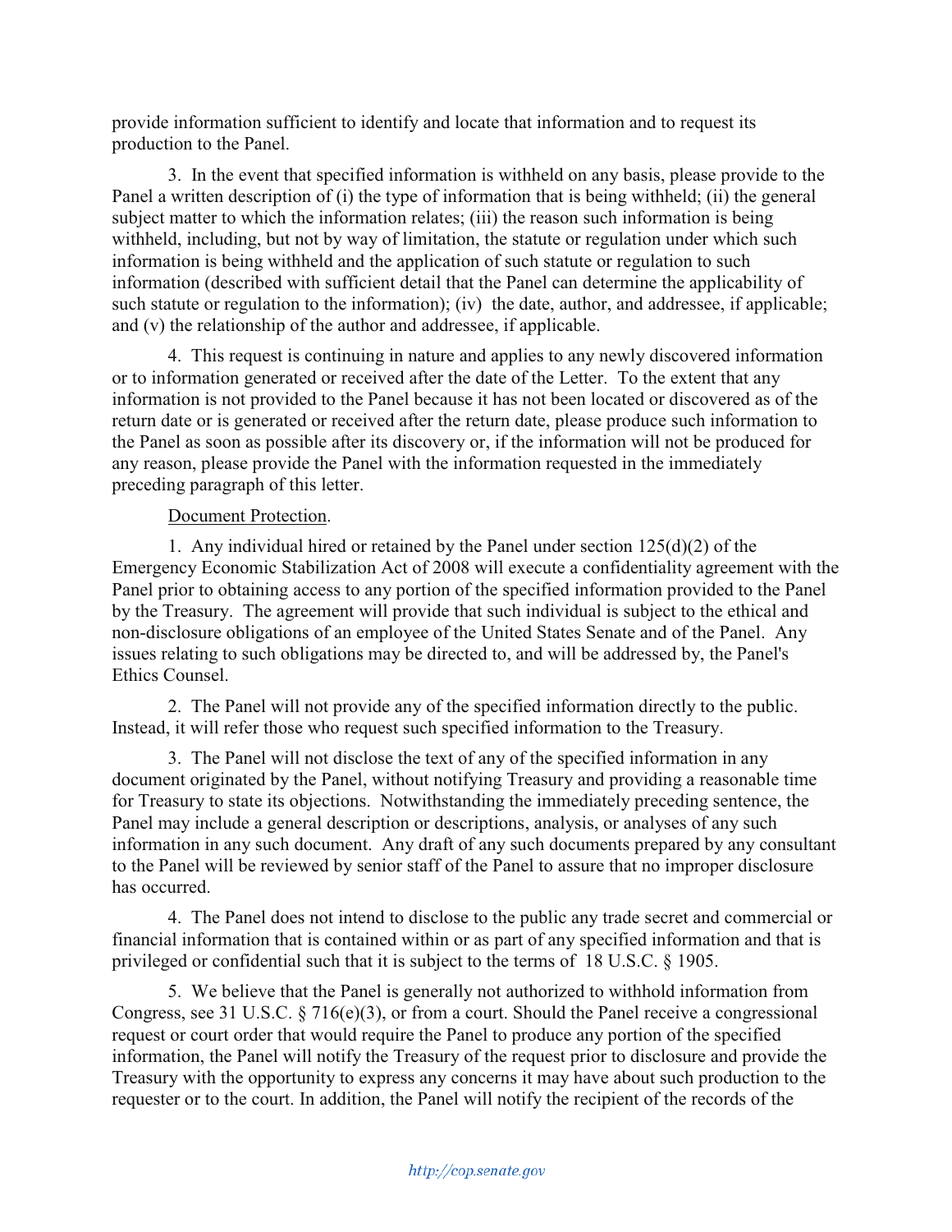provide information sufficient to identify and locate that information and to request its production to the Panel.

3. In the event that specified information is withheld on any basis, please provide to the Panel a written description of (i) the type of information that is being withheld; (ii) the general subject matter to which the information relates; (iii) the reason such information is being withheld, including, but not by way of limitation, the statute or regulation under which such information is being withheld and the application of such statute or regulation to such information (described with sufficient detail that the Panel can determine the applicability of such statute or regulation to the information); (iv) the date, author, and addressee, if applicable; and (v) the relationship of the author and addressee, if applicable.

4. This request is continuing in nature and applies to any newly discovered information or to information generated or received after the date of the Letter. To the extent that any information is not provided to the Panel because it has not been located or discovered as of the return date or is generated or received after the return date, please produce such information to the Panel as soon as possible after its discovery or, if the information will not be produced for any reason, please provide the Panel with the information requested in the immediately preceding paragraph of this letter.

Document Protection.

1. Any individual hired or retained by the Panel under section 125(d)(2) of the Emergency Economic Stabilization Act of 2008 will execute a confidentiality agreement with the Panel prior to obtaining access to any portion of the specified information provided to the Panel by the Treasury. The agreement will provide that such individual is subject to the ethical and non-disclosure obligations of an employee of the United States Senate and of the Panel. Any issues relating to such obligations may be directed to, and will be addressed by, the Panel's Ethics Counsel.

2. The Panel will not provide any of the specified information directly to the public. Instead, it will refer those who request such specified information to the Treasury.

3. The Panel will not disclose the text of any of the specified information in any document originated by the Panel, without notifying Treasury and providing a reasonable time for Treasury to state its objections. Notwithstanding the immediately preceding sentence, the Panel may include a general description or descriptions, analysis, or analyses of any such information in any such document. Any draft of any such documents prepared by any consultant to the Panel will be reviewed by senior staff of the Panel to assure that no improper disclosure has occurred.

4. The Panel does not intend to disclose to the public any trade secret and commercial or financial information that is contained within or as part of any specified information and that is privileged or confidential such that it is subject to the terms of 18 U.S.C. § 1905.

5. We believe that the Panel is generally not authorized to withhold information from Congress, see 31 U.S.C. § 716(e)(3), or from a court. Should the Panel receive a congressional request or court order that would require the Panel to produce any portion of the specified information, the Panel will notify the Treasury of the request prior to disclosure and provide the Treasury with the opportunity to express any concerns it may have about such production to the requester or to the court. In addition, the Panel will notify the recipient of the records of the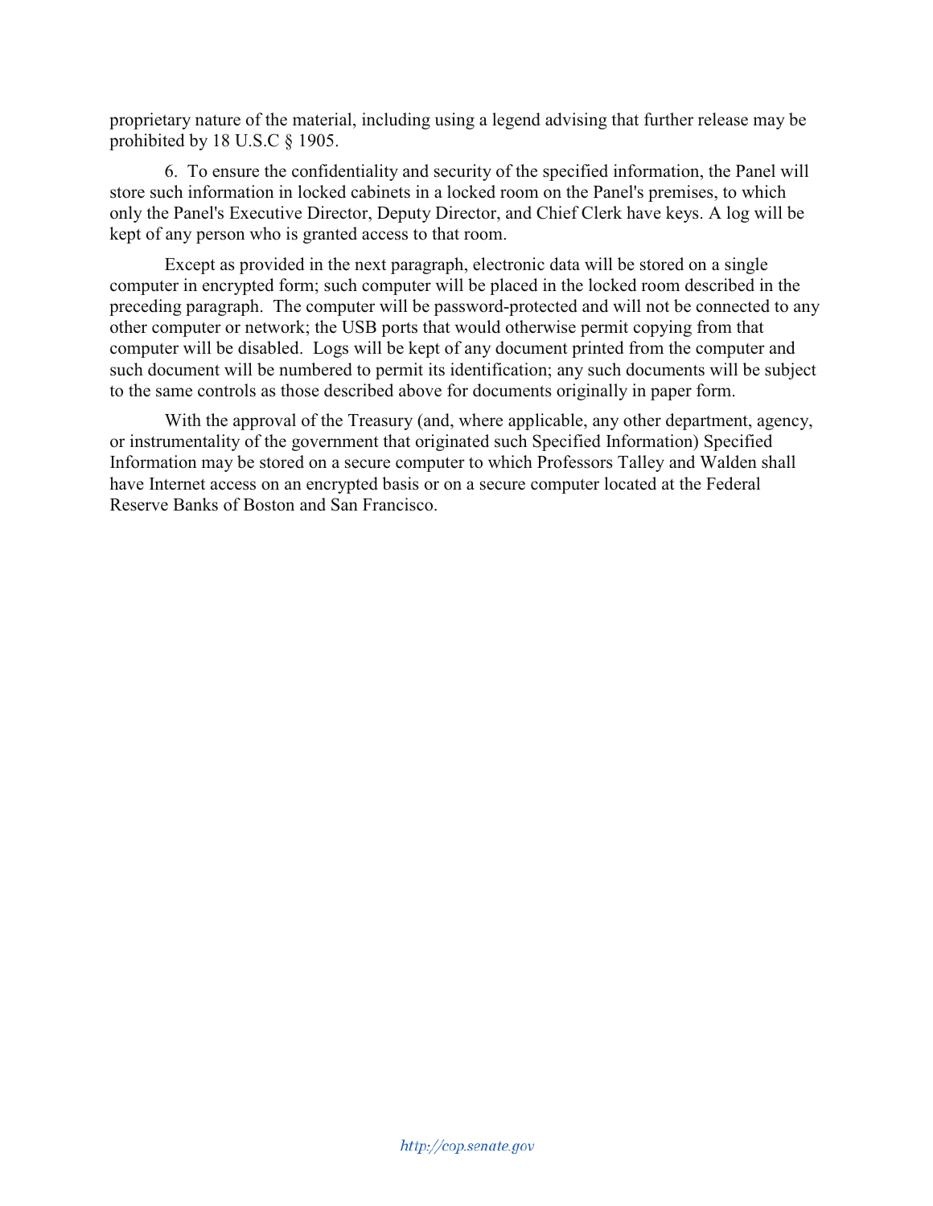proprietary nature of the material, including using a legend advising that further release may be prohibited by 18 U.S.C § 1905.

6. To ensure the confidentiality and security of the specified information, the Panel will store such information in locked cabinets in a locked room on the Panel's premises, to which only the Panel's Executive Director, Deputy Director, and Chief Clerk have keys. A log will be kept of any person who is granted access to that room.

Except as provided in the next paragraph, electronic data will be stored on a single computer in encrypted form; such computer will be placed in the locked room described in the preceding paragraph. The computer will be password-protected and will not be connected to any other computer or network; the USB ports that would otherwise permit copying from that computer will be disabled. Logs will be kept of any document printed from the computer and such document will be numbered to permit its identification; any such documents will be subject to the same controls as those described above for documents originally in paper form.

With the approval of the Treasury (and, where applicable, any other department, agency, or instrumentality of the government that originated such Specified Information) Specified Information may be stored on a secure computer to which Professors Talley and Walden shall have Internet access on an encrypted basis or on a secure computer located at the Federal Reserve Banks of Boston and San Francisco.